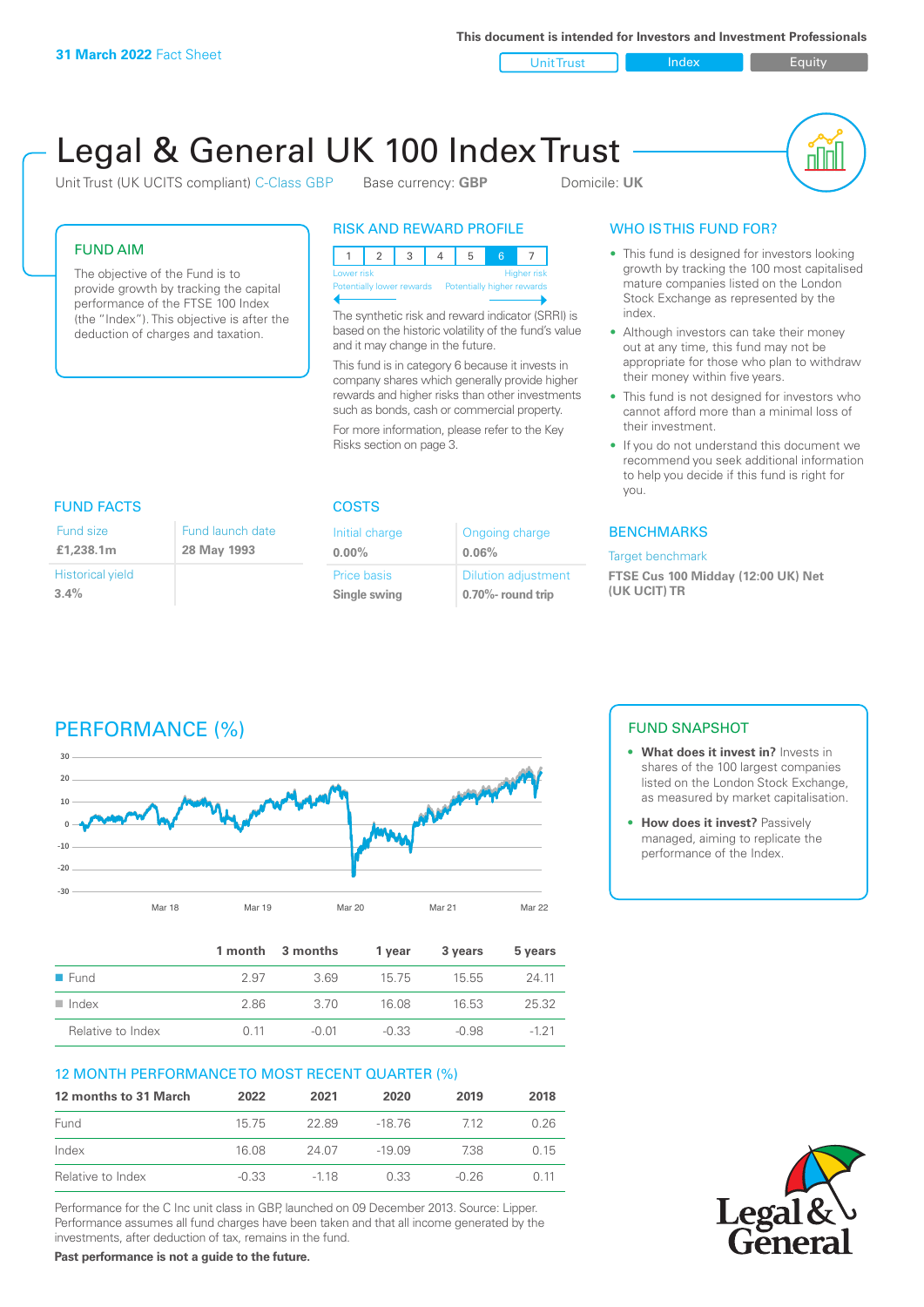**31 March 2022** Fact Sheet

This document is intended for Investors and Investment Professionals

Unit Trust | Index | Equity

# Legal & General UK 100 Index Trust

Unit Trust (UK UCITS compliant) C-Class GBP    Base currency: **GBP**    Domicile: **UK**

## FUND AIM

The objective of the Fund is to provide growth by tracking the capital performance of the FTSE 100 Index (the "Index"). This objective is after the deduction of charges and taxation.

## RISK AND REWARD PROFILE

| 1 | 2 | 3 | 4 | 5 | **6** | 7 |
|---|---|---|---|---|---|---|

Lower risk — Potentially lower rewards | Higher risk — Potentially higher rewards

The synthetic risk and reward indicator (SRRI) is based on the historic volatility of the fund's value and it may change in the future.

This fund is in category 6 because it invests in company shares which generally provide higher rewards and higher risks than other investments such as bonds, cash or commercial property.

For more information, please refer to the Key Risks section on page 3.

## WHO IS THIS FUND FOR?

- This fund is designed for investors looking growth by tracking the 100 most capitalised mature companies listed on the London Stock Exchange as represented by the index.
- Although investors can take their money out at any time, this fund may not be appropriate for those who plan to withdraw their money within five years.
- This fund is not designed for investors who cannot afford more than a minimal loss of their investment.
- If you do not understand this document we recommend you seek additional information to help you decide if this fund is right for you.

## FUND FACTS

| Fund size | Fund launch date |
|---|---|
| **£1,238.1m** | **28 May 1993** |
| Historical yield | |
| **3.4%** | |

## COSTS

| Initial charge | Ongoing charge |
|---|---|
| **0.00%** | **0.06%** |
| Price basis | Dilution adjustment |
| **Single swing** | **0.70%- round trip** |

## BENCHMARKS

Target benchmark

**FTSE Cus 100 Midday (12:00 UK) Net (UK UCIT) TR**

## PERFORMANCE (%)

| | 1 month | 3 months | 1 year | 3 years | 5 years |
|---|---|---|---|---|---|
| Fund | 2.97 | 3.69 | 15.75 | 15.55 | 24.11 |
| Index | 2.86 | 3.70 | 16.08 | 16.53 | 25.32 |
| Relative to Index | 0.11 | -0.01 | -0.33 | -0.98 | -1.21 |

## 12 MONTH PERFORMANCE TO MOST RECENT QUARTER (%)

| 12 months to 31 March | 2022 | 2021 | 2020 | 2019 | 2018 |
|---|---|---|---|---|---|
| Fund | 15.75 | 22.89 | -18.76 | 7.12 | 0.26 |
| Index | 16.08 | 24.07 | -19.09 | 7.38 | 0.15 |
| Relative to Index | -0.33 | -1.18 | 0.33 | -0.26 | 0.11 |

Performance for the C Inc unit class in GBP, launched on 09 December 2013. Source: Lipper. Performance assumes all fund charges have been taken and that all income generated by the investments, after deduction of tax, remains in the fund.

**Past performance is not a guide to the future.**

## FUND SNAPSHOT

- **What does it invest in?** Invests in shares of the 100 largest companies listed on the London Stock Exchange, as measured by market capitalisation.
- **How does it invest?** Passively managed, aiming to replicate the performance of the Index.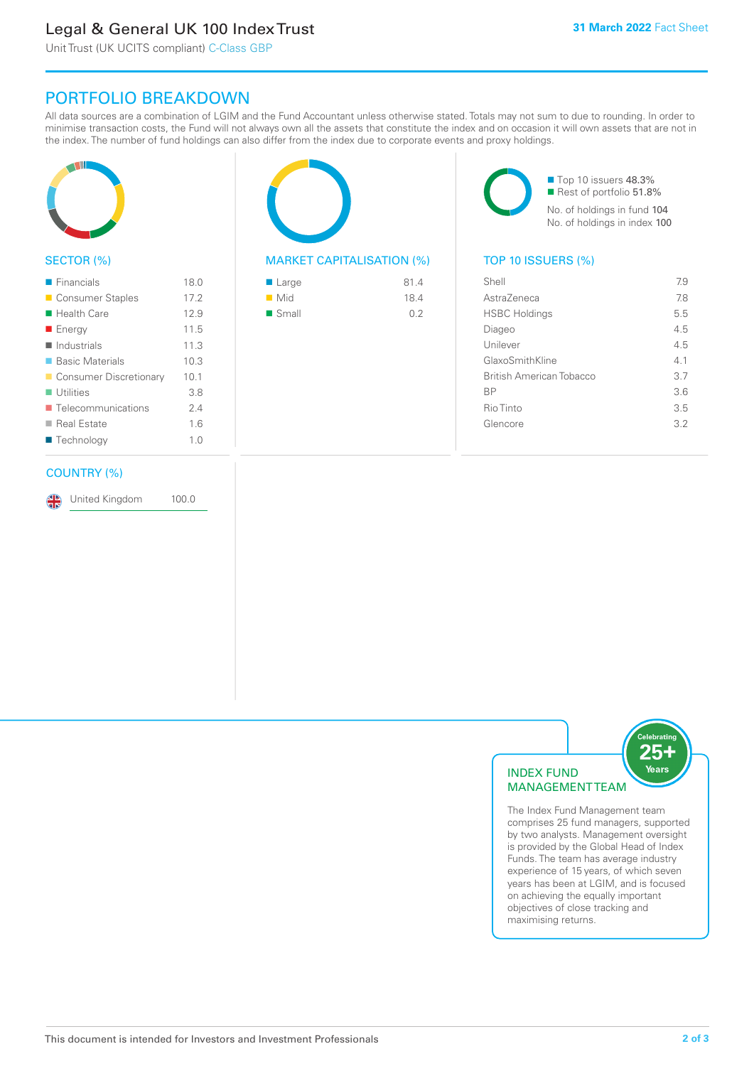# Legal & General UK 100 Index Trust

Unit Trust (UK UCITS compliant) C-Class GBP

**31 March 2022** Fact Sheet

## PORTFOLIO BREAKDOWN

All data sources are a combination of LGIM and the Fund Accountant unless otherwise stated. Totals may not sum to due to rounding. In order to minimise transaction costs, the Fund will not always own all the assets that constitute the index and on occasion it will own assets that are not in the index. The number of fund holdings can also differ from the index due to corporate events and proxy holdings.

### SECTOR (%)

| | |
|---|---|
| Financials | 18.0 |
| Consumer Staples | 17.2 |
| Health Care | 12.9 |
| Energy | 11.5 |
| Industrials | 11.3 |
| Basic Materials | 10.3 |
| Consumer Discretionary | 10.1 |
| Utilities | 3.8 |
| Telecommunications | 2.4 |
| Real Estate | 1.6 |
| Technology | 1.0 |

### MARKET CAPITALISATION (%)

| | |
|---|---|
| Large | 81.4 |
| Mid | 18.4 |
| Small | 0.2 |

Top 10 issuers 48.3%
Rest of portfolio 51.8%
No. of holdings in fund 104
No. of holdings in index 100

### TOP 10 ISSUERS (%)

| | |
|---|---|
| Shell | 7.9 |
| AstraZeneca | 7.8 |
| HSBC Holdings | 5.5 |
| Diageo | 4.5 |
| Unilever | 4.5 |
| GlaxoSmithKline | 4.1 |
| British American Tobacco | 3.7 |
| BP | 3.6 |
| Rio Tinto | 3.5 |
| Glencore | 3.2 |

### COUNTRY (%)

| | |
|---|---|
| United Kingdom | 100.0 |

### INDEX FUND MANAGEMENT TEAM

Celebrating 25+ Years

The Index Fund Management team comprises 25 fund managers, supported by two analysts. Management oversight is provided by the Global Head of Index Funds. The team has average industry experience of 15 years, of which seven years has been at LGIM, and is focused on achieving the equally important objectives of close tracking and maximising returns.

This document is intended for Investors and Investment Professionals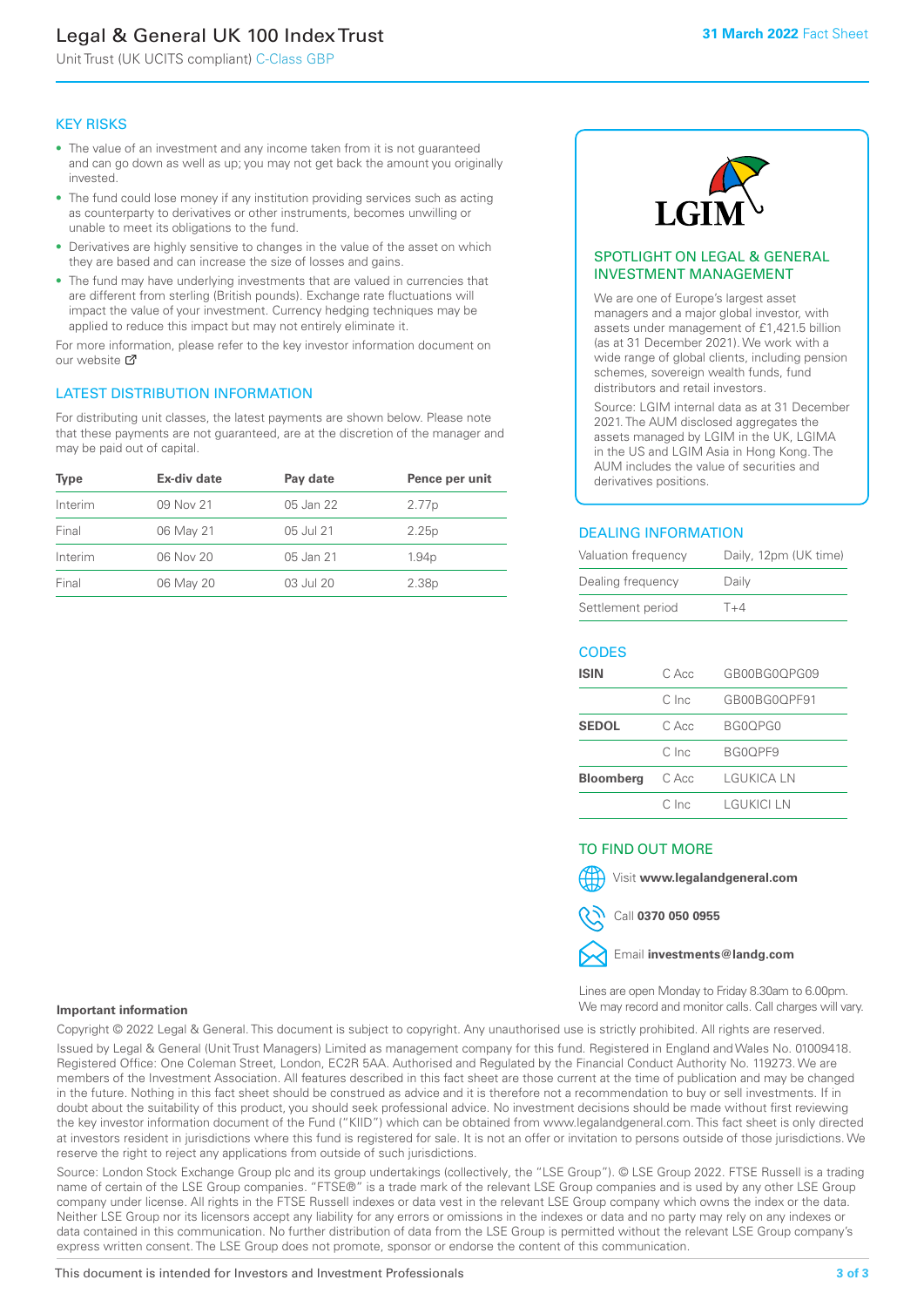# Legal & General UK 100 Index Trust

Unit Trust (UK UCITS compliant) C-Class GBP

31 March 2022 Fact Sheet

## KEY RISKS

- The value of an investment and any income taken from it is not guaranteed and can go down as well as up; you may not get back the amount you originally invested.
- The fund could lose money if any institution providing services such as acting as counterparty to derivatives or other instruments, becomes unwilling or unable to meet its obligations to the fund.
- Derivatives are highly sensitive to changes in the value of the asset on which they are based and can increase the size of losses and gains.
- The fund may have underlying investments that are valued in currencies that are different from sterling (British pounds). Exchange rate fluctuations will impact the value of your investment. Currency hedging techniques may be applied to reduce this impact but may not entirely eliminate it.

For more information, please refer to the key investor information document on our website

## LATEST DISTRIBUTION INFORMATION

For distributing unit classes, the latest payments are shown below. Please note that these payments are not guaranteed, are at the discretion of the manager and may be paid out of capital.

| Type | Ex-div date | Pay date | Pence per unit |
|---|---|---|---|
| Interim | 09 Nov 21 | 05 Jan 22 | 2.77p |
| Final | 06 May 21 | 05 Jul 21 | 2.25p |
| Interim | 06 Nov 20 | 05 Jan 21 | 1.94p |
| Final | 06 May 20 | 03 Jul 20 | 2.38p |

## SPOTLIGHT ON LEGAL & GENERAL INVESTMENT MANAGEMENT

We are one of Europe's largest asset managers and a major global investor, with assets under management of £1,421.5 billion (as at 31 December 2021). We work with a wide range of global clients, including pension schemes, sovereign wealth funds, fund distributors and retail investors.

Source: LGIM internal data as at 31 December 2021. The AUM disclosed aggregates the assets managed by LGIM in the UK, LGIMA in the US and LGIM Asia in Hong Kong. The AUM includes the value of securities and derivatives positions.

## DEALING INFORMATION

| | |
|---|---|
| Valuation frequency | Daily, 12pm (UK time) |
| Dealing frequency | Daily |
| Settlement period | T+4 |

## CODES

| | | |
|---|---|---|
| **ISIN** | C Acc | GB00BG0QPG09 |
| | C Inc | GB00BG0QPF91 |
| **SEDOL** | C Acc | BG0QPG0 |
| | C Inc | BG0QPF9 |
| **Bloomberg** | C Acc | LGUKICA LN |
| | C Inc | LGUKICI LN |

## TO FIND OUT MORE

Visit **www.legalandgeneral.com**

Call **0370 050 0955**

Email **investments@landg.com**

Lines are open Monday to Friday 8.30am to 6.00pm. We may record and monitor calls. Call charges will vary.

**Important information**

Copyright © 2022 Legal & General. This document is subject to copyright. Any unauthorised use is strictly prohibited. All rights are reserved.

Issued by Legal & General (Unit Trust Managers) Limited as management company for this fund. Registered in England and Wales No. 01009418. Registered Office: One Coleman Street, London, EC2R 5AA. Authorised and Regulated by the Financial Conduct Authority No. 119273. We are members of the Investment Association. All features described in this fact sheet are those current at the time of publication and may be changed in the future. Nothing in this fact sheet should be construed as advice and it is therefore not a recommendation to buy or sell investments. If in doubt about the suitability of this product, you should seek professional advice. No investment decisions should be made without first reviewing the key investor information document of the Fund ("KIID") which can be obtained from www.legalandgeneral.com. This fact sheet is only directed at investors resident in jurisdictions where this fund is registered for sale. It is not an offer or invitation to persons outside of those jurisdictions. We reserve the right to reject any applications from outside of such jurisdictions.

Source: London Stock Exchange Group plc and its group undertakings (collectively, the "LSE Group"). © LSE Group 2022. FTSE Russell is a trading name of certain of the LSE Group companies. "FTSE®" is a trade mark of the relevant LSE Group companies and is used by any other LSE Group company under license. All rights in the FTSE Russell indexes or data vest in the relevant LSE Group company which owns the index or the data. Neither LSE Group nor its licensors accept any liability for any errors or omissions in the indexes or data and no party may rely on any indexes or data contained in this communication. No further distribution of data from the LSE Group is permitted without the relevant LSE Group company's express written consent. The LSE Group does not promote, sponsor or endorse the content of this communication.

This document is intended for Investors and Investment Professionals